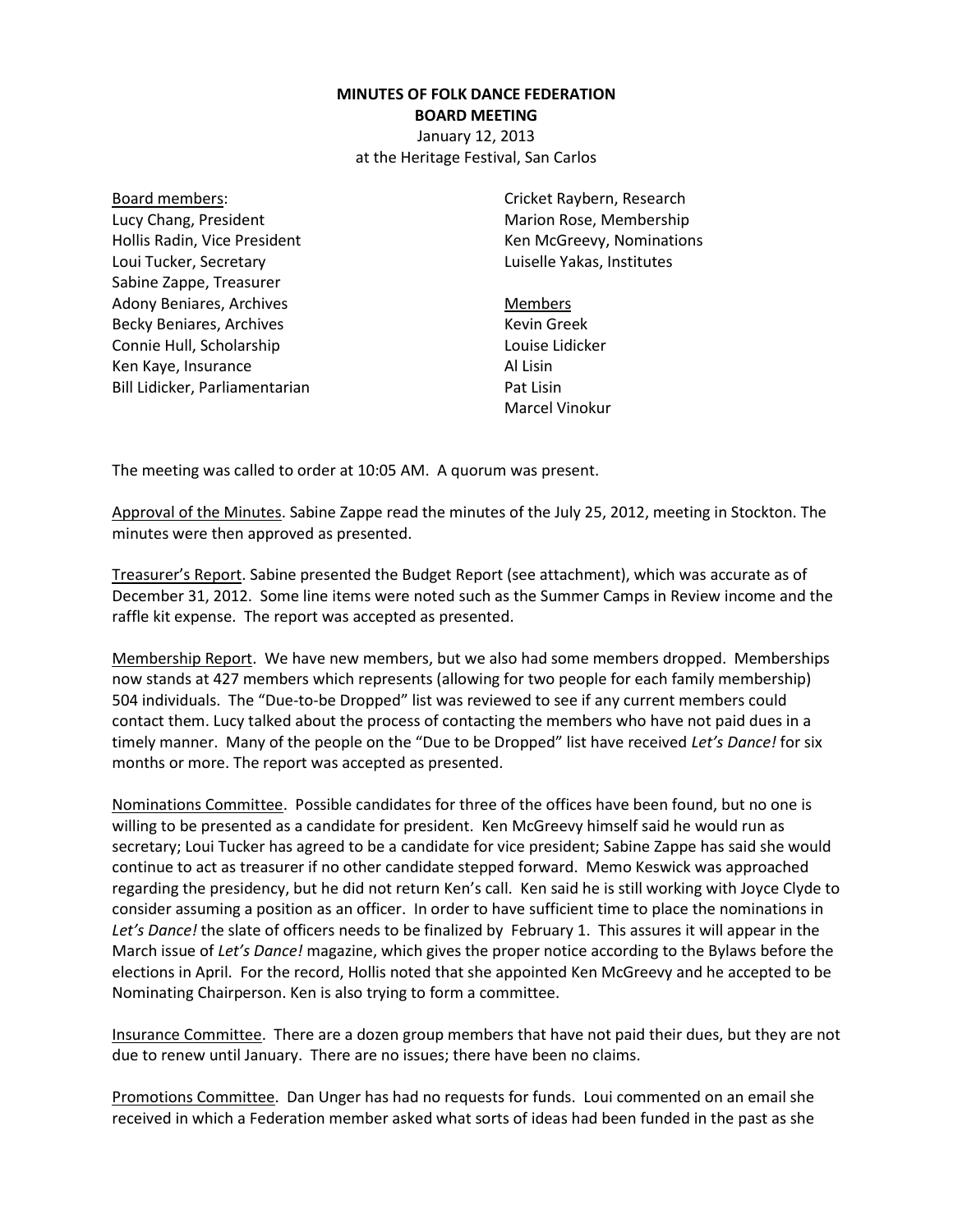**MINUTES OF FOLK DANCE FEDERATION**
**BOARD MEETING**
January 12, 2013
at the Heritage Festival, San Carlos

Board members:
Lucy Chang, President
Hollis Radin, Vice President
Loui Tucker, Secretary
Sabine Zappe, Treasurer
Adony Beniares, Archives
Becky Beniares, Archives
Connie Hull, Scholarship
Ken Kaye, Insurance
Bill Lidicker, Parliamentarian
Cricket Raybern, Research
Marion Rose, Membership
Ken McGreevy, Nominations
Luiselle Yakas, Institutes

Members
Kevin Greek
Louise Lidicker
Al Lisin
Pat Lisin
Marcel Vinokur

The meeting was called to order at 10:05 AM. A quorum was present.

Approval of the Minutes. Sabine Zappe read the minutes of the July 25, 2012, meeting in Stockton. The minutes were then approved as presented.

Treasurer's Report. Sabine presented the Budget Report (see attachment), which was accurate as of December 31, 2012. Some line items were noted such as the Summer Camps in Review income and the raffle kit expense. The report was accepted as presented.

Membership Report. We have new members, but we also had some members dropped. Memberships now stands at 427 members which represents (allowing for two people for each family membership) 504 individuals. The "Due-to-be Dropped" list was reviewed to see if any current members could contact them. Lucy talked about the process of contacting the members who have not paid dues in a timely manner. Many of the people on the "Due to be Dropped" list have received *Let's Dance!* for six months or more. The report was accepted as presented.

Nominations Committee. Possible candidates for three of the offices have been found, but no one is willing to be presented as a candidate for president. Ken McGreevy himself said he would run as secretary; Loui Tucker has agreed to be a candidate for vice president; Sabine Zappe has said she would continue to act as treasurer if no other candidate stepped forward. Memo Keswick was approached regarding the presidency, but he did not return Ken's call. Ken said he is still working with Joyce Clyde to consider assuming a position as an officer. In order to have sufficient time to place the nominations in *Let's Dance!* the slate of officers needs to be finalized by February 1. This assures it will appear in the March issue of *Let's Dance!* magazine, which gives the proper notice according to the Bylaws before the elections in April. For the record, Hollis noted that she appointed Ken McGreevy and he accepted to be Nominating Chairperson. Ken is also trying to form a committee.

Insurance Committee. There are a dozen group members that have not paid their dues, but they are not due to renew until January. There are no issues; there have been no claims.

Promotions Committee. Dan Unger has had no requests for funds. Loui commented on an email she received in which a Federation member asked what sorts of ideas had been funded in the past as she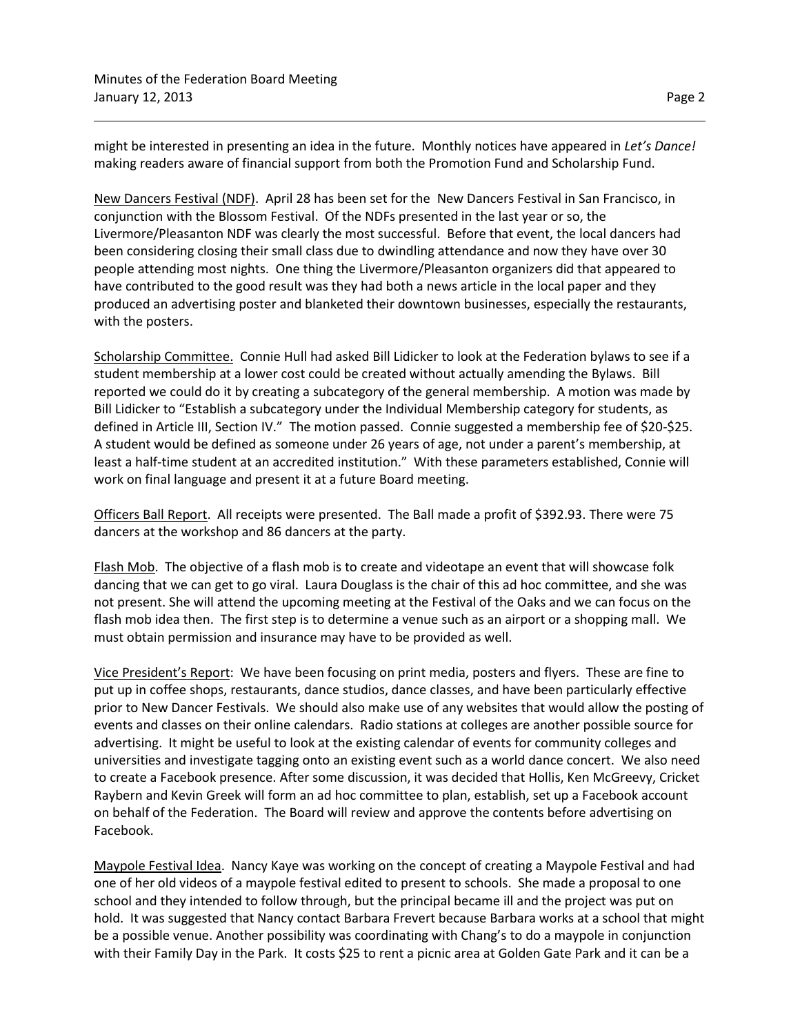might be interested in presenting an idea in the future. Monthly notices have appeared in *Let's Dance!* making readers aware of financial support from both the Promotion Fund and Scholarship Fund.

New Dancers Festival (NDF). April 28 has been set for the New Dancers Festival in San Francisco, in conjunction with the Blossom Festival. Of the NDFs presented in the last year or so, the Livermore/Pleasanton NDF was clearly the most successful. Before that event, the local dancers had been considering closing their small class due to dwindling attendance and now they have over 30 people attending most nights. One thing the Livermore/Pleasanton organizers did that appeared to have contributed to the good result was they had both a news article in the local paper and they produced an advertising poster and blanketed their downtown businesses, especially the restaurants, with the posters.

Scholarship Committee. Connie Hull had asked Bill Lidicker to look at the Federation bylaws to see if a student membership at a lower cost could be created without actually amending the Bylaws. Bill reported we could do it by creating a subcategory of the general membership. A motion was made by Bill Lidicker to "Establish a subcategory under the Individual Membership category for students, as defined in Article III, Section IV." The motion passed. Connie suggested a membership fee of $20-$25. A student would be defined as someone under 26 years of age, not under a parent's membership, at least a half-time student at an accredited institution." With these parameters established, Connie will work on final language and present it at a future Board meeting.

Officers Ball Report. All receipts were presented. The Ball made a profit of $392.93. There were 75 dancers at the workshop and 86 dancers at the party.

Flash Mob. The objective of a flash mob is to create and videotape an event that will showcase folk dancing that we can get to go viral. Laura Douglass is the chair of this ad hoc committee, and she was not present. She will attend the upcoming meeting at the Festival of the Oaks and we can focus on the flash mob idea then. The first step is to determine a venue such as an airport or a shopping mall. We must obtain permission and insurance may have to be provided as well.

Vice President's Report: We have been focusing on print media, posters and flyers. These are fine to put up in coffee shops, restaurants, dance studios, dance classes, and have been particularly effective prior to New Dancer Festivals. We should also make use of any websites that would allow the posting of events and classes on their online calendars. Radio stations at colleges are another possible source for advertising. It might be useful to look at the existing calendar of events for community colleges and universities and investigate tagging onto an existing event such as a world dance concert. We also need to create a Facebook presence. After some discussion, it was decided that Hollis, Ken McGreevy, Cricket Raybern and Kevin Greek will form an ad hoc committee to plan, establish, set up a Facebook account on behalf of the Federation. The Board will review and approve the contents before advertising on Facebook.

Maypole Festival Idea. Nancy Kaye was working on the concept of creating a Maypole Festival and had one of her old videos of a maypole festival edited to present to schools. She made a proposal to one school and they intended to follow through, but the principal became ill and the project was put on hold. It was suggested that Nancy contact Barbara Frevert because Barbara works at a school that might be a possible venue. Another possibility was coordinating with Chang's to do a maypole in conjunction with their Family Day in the Park. It costs $25 to rent a picnic area at Golden Gate Park and it can be a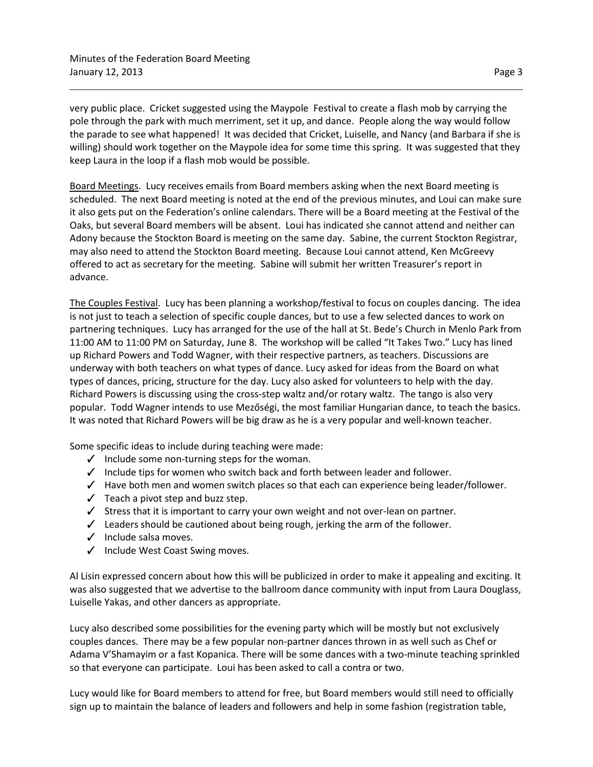very public place. Cricket suggested using the Maypole Festival to create a flash mob by carrying the pole through the park with much merriment, set it up, and dance. People along the way would follow the parade to see what happened! It was decided that Cricket, Luiselle, and Nancy (and Barbara if she is willing) should work together on the Maypole idea for some time this spring. It was suggested that they keep Laura in the loop if a flash mob would be possible.

<u>Board Meetings</u>. Lucy receives emails from Board members asking when the next Board meeting is scheduled. The next Board meeting is noted at the end of the previous minutes, and Loui can make sure it also gets put on the Federation's online calendars. There will be a Board meeting at the Festival of the Oaks, but several Board members will be absent. Loui has indicated she cannot attend and neither can Adony because the Stockton Board is meeting on the same day. Sabine, the current Stockton Registrar, may also need to attend the Stockton Board meeting. Because Loui cannot attend, Ken McGreevy offered to act as secretary for the meeting. Sabine will submit her written Treasurer's report in advance.

<u>The Couples Festival</u>. Lucy has been planning a workshop/festival to focus on couples dancing. The idea is not just to teach a selection of specific couple dances, but to use a few selected dances to work on partnering techniques. Lucy has arranged for the use of the hall at St. Bede's Church in Menlo Park from 11:00 AM to 11:00 PM on Saturday, June 8. The workshop will be called "It Takes Two." Lucy has lined up Richard Powers and Todd Wagner, with their respective partners, as teachers. Discussions are underway with both teachers on what types of dance. Lucy asked for ideas from the Board on what types of dances, pricing, structure for the day. Lucy also asked for volunteers to help with the day. Richard Powers is discussing using the cross-step waltz and/or rotary waltz. The tango is also very popular. Todd Wagner intends to use Mezőségi, the most familiar Hungarian dance, to teach the basics. It was noted that Richard Powers will be big draw as he is a very popular and well-known teacher.

Some specific ideas to include during teaching were made:

- ✓ Include some non-turning steps for the woman.
- ✓ Include tips for women who switch back and forth between leader and follower.
- ✓ Have both men and women switch places so that each can experience being leader/follower.
- ✓ Teach a pivot step and buzz step.
- ✓ Stress that it is important to carry your own weight and not over-lean on partner.
- ✓ Leaders should be cautioned about being rough, jerking the arm of the follower.
- ✓ Include salsa moves.
- ✓ Include West Coast Swing moves.

Al Lisin expressed concern about how this will be publicized in order to make it appealing and exciting. It was also suggested that we advertise to the ballroom dance community with input from Laura Douglass, Luiselle Yakas, and other dancers as appropriate.

Lucy also described some possibilities for the evening party which will be mostly but not exclusively couples dances. There may be a few popular non-partner dances thrown in as well such as Chef or Adama V'Shamayim or a fast Kopanica. There will be some dances with a two-minute teaching sprinkled so that everyone can participate. Loui has been asked to call a contra or two.

Lucy would like for Board members to attend for free, but Board members would still need to officially sign up to maintain the balance of leaders and followers and help in some fashion (registration table,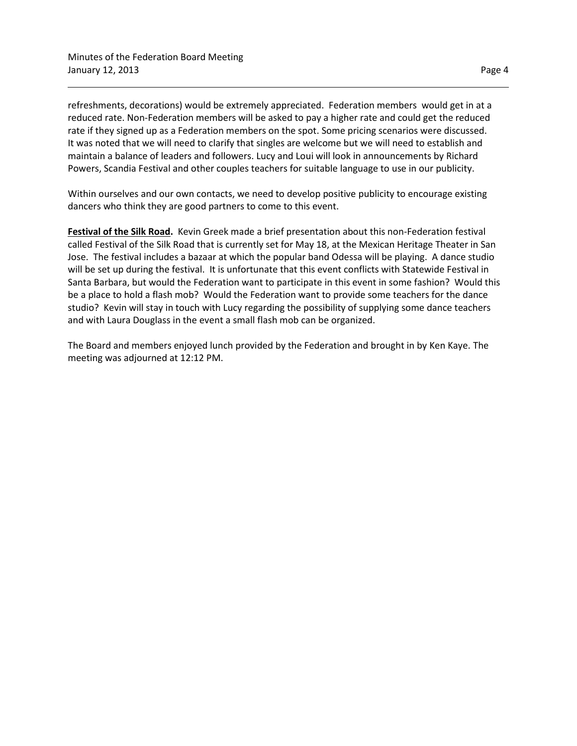refreshments, decorations) would be extremely appreciated. Federation members would get in at a reduced rate. Non-Federation members will be asked to pay a higher rate and could get the reduced rate if they signed up as a Federation members on the spot. Some pricing scenarios were discussed. It was noted that we will need to clarify that singles are welcome but we will need to establish and maintain a balance of leaders and followers. Lucy and Loui will look in announcements by Richard Powers, Scandia Festival and other couples teachers for suitable language to use in our publicity.

Within ourselves and our own contacts, we need to develop positive publicity to encourage existing dancers who think they are good partners to come to this event.

**Festival of the Silk Road.** Kevin Greek made a brief presentation about this non-Federation festival called Festival of the Silk Road that is currently set for May 18, at the Mexican Heritage Theater in San Jose. The festival includes a bazaar at which the popular band Odessa will be playing. A dance studio will be set up during the festival. It is unfortunate that this event conflicts with Statewide Festival in Santa Barbara, but would the Federation want to participate in this event in some fashion? Would this be a place to hold a flash mob? Would the Federation want to provide some teachers for the dance studio? Kevin will stay in touch with Lucy regarding the possibility of supplying some dance teachers and with Laura Douglass in the event a small flash mob can be organized.

The Board and members enjoyed lunch provided by the Federation and brought in by Ken Kaye. The meeting was adjourned at 12:12 PM.